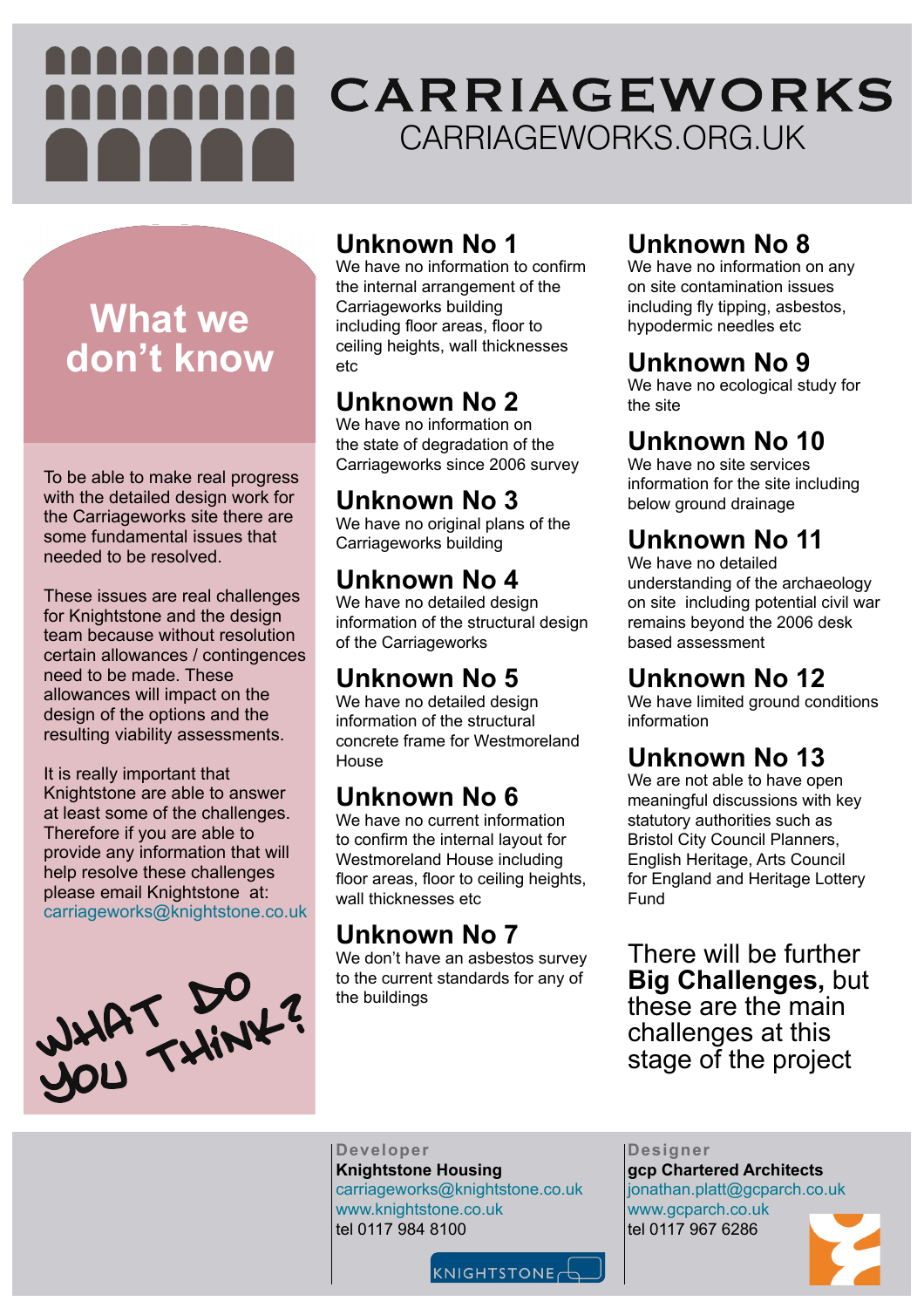# CARRIAGEWORKS

CARRIAGEWORKS.ORG.UK

## What we don't know

To be able to make real progress with the detailed design work for the Carriageworks site there are some fundamental issues that needed to be resolved.

These issues are real challenges for Knightstone and the design team because without resolution certain allowances / contingences need to be made. These allowances will impact on the design of the options and the resulting viability assessments.

It is really important that Knightstone are able to answer at least some of the challenges. Therefore if you are able to provide any information that will help resolve these challenges please email Knightstone at: carriageworks@knightstone.co.uk

WHAT DO YOU THINK?

### Unknown No 1

We have no information to confirm the internal arrangement of the Carriageworks building including floor areas, floor to ceiling heights, wall thicknesses etc

### Unknown No 2

We have no information on the state of degradation of the Carriageworks since 2006 survey

### Unknown No 3

We have no original plans of the Carriageworks building

### Unknown No 4

We have no detailed design information of the structural design of the Carriageworks

### Unknown No 5

We have no detailed design information of the structural concrete frame for Westmoreland House

### Unknown No 6

We have no current information to confirm the internal layout for Westmoreland House including floor areas, floor to ceiling heights, wall thicknesses etc

### Unknown No 7

We don't have an asbestos survey to the current standards for any of the buildings

### Unknown No 8

We have no information on any on site contamination issues including fly tipping, asbestos, hypodermic needles etc

### Unknown No 9

We have no ecological study for the site

### Unknown No 10

We have no site services information for the site including below ground drainage

### Unknown No 11

We have no detailed understanding of the archaeology on site including potential civil war remains beyond the 2006 desk based assessment

### Unknown No 12

We have limited ground conditions information

### Unknown No 13

We are not able to have open meaningful discussions with key statutory authorities such as Bristol City Council Planners, English Heritage, Arts Council for England and Heritage Lottery Fund

There will be further **Big Challenges,** but these are the main challenges at this stage of the project

**Developer**
**Knightstone Housing**
carriageworks@knightstone.co.uk
www.knightstone.co.uk
tel 0117 984 8100

KNIGHTSTONE

**Designer**
**gcp Chartered Architects**
jonathan.platt@gcparch.co.uk
www.gcparch.co.uk
tel 0117 967 6286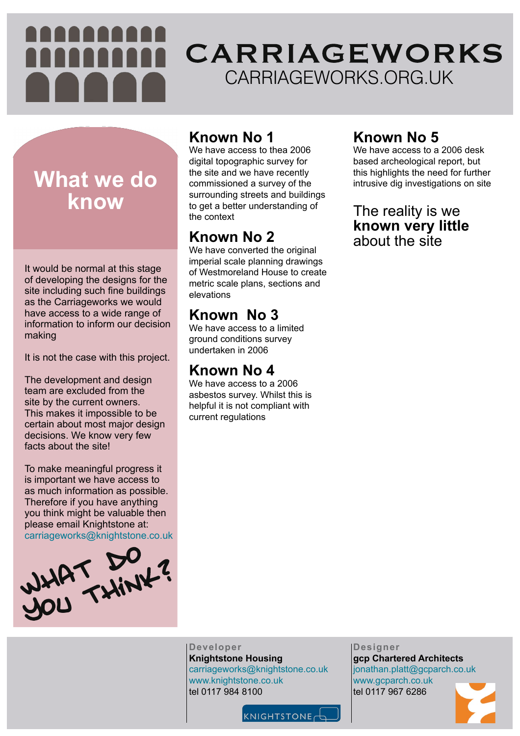# CARRIAGEWORKS
CARRIAGEWORKS.ORG.UK

## What we do know

It would be normal at this stage of developing the designs for the site including such fine buildings as the Carriageworks we would have access to a wide range of information to inform our decision making

It is not the case with this project.

The development and design team are excluded from the site by the current owners. This makes it impossible to be certain about most major design decisions. We know very few facts about the site!

To make meaningful progress it is important we have access to as much information as possible. Therefore if you have anything you think might be valuable then please email Knightstone at: carriageworks@knightstone.co.uk

WHAT DO YOU THINK?

### Known No 1
We have access to thea 2006 digital topographic survey for the site and we have recently commissioned a survey of the surrounding streets and buildings to get a better understanding of the context

### Known No 2
We have converted the original imperial scale planning drawings of Westmoreland House to create metric scale plans, sections and elevations

### Known No 3
We have access to a limited ground conditions survey undertaken in 2006

### Known No 4
We have access to a 2006 asbestos survey. Whilst this is helpful it is not compliant with current regulations

### Known No 5
We have access to a 2006 desk based archeological report, but this highlights the need for further intrusive dig investigations on site

The reality is we **known very little** about the site

**Developer**
**Knightstone Housing**
carriageworks@knightstone.co.uk
www.knightstone.co.uk
tel 0117 984 8100

KNIGHTSTONE

**Designer**
**gcp Chartered Architects**
jonathan.platt@gcparch.co.uk
www.gcparch.co.uk
tel 0117 967 6286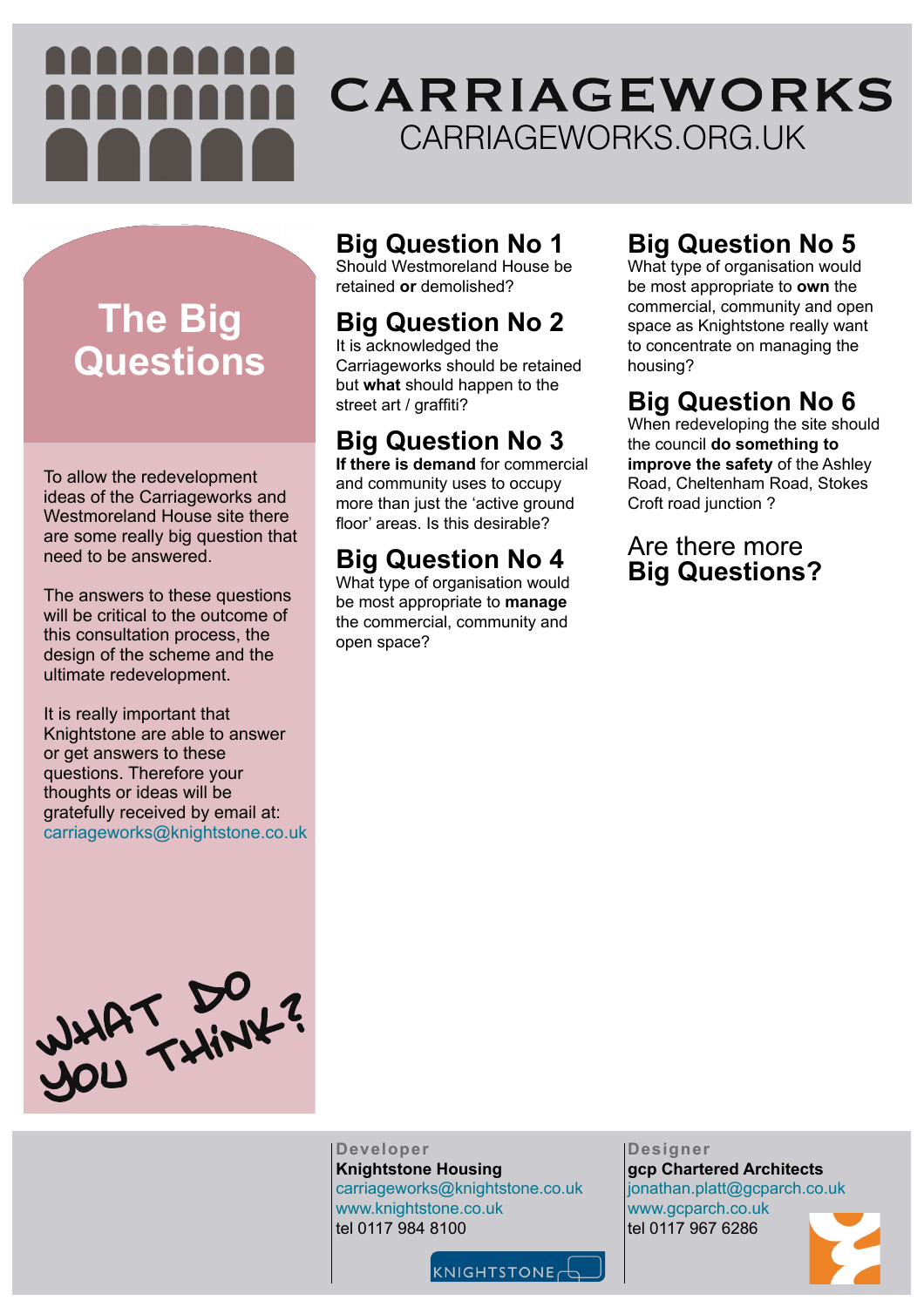# CARRIAGEWORKS

CARRIAGEWORKS.ORG.UK

## The Big Questions

To allow the redevelopment ideas of the Carriageworks and Westmoreland House site there are some really big question that need to be answered.

The answers to these questions will be critical to the outcome of this consultation process, the design of the scheme and the ultimate redevelopment.

It is really important that Knightstone are able to answer or get answers to these questions. Therefore your thoughts or ideas will be gratefully received by email at: carriageworks@knightstone.co.uk

WHAT DO YOU THINK?

## Big Question No 1

Should Westmoreland House be retained **or** demolished?

## Big Question No 2

It is acknowledged the Carriageworks should be retained but **what** should happen to the street art / graffiti?

## Big Question No 3

**If there is demand** for commercial and community uses to occupy more than just the 'active ground floor' areas. Is this desirable?

## Big Question No 4

What type of organisation would be most appropriate to **manage** the commercial, community and open space?

## Big Question No 5

What type of organisation would be most appropriate to **own** the commercial, community and open space as Knightstone really want to concentrate on managing the housing?

## Big Question No 6

When redeveloping the site should the council **do something to improve the safety** of the Ashley Road, Cheltenham Road, Stokes Croft road junction ?

Are there more
**Big Questions?**

**Developer**
**Knightstone Housing**
carriageworks@knightstone.co.uk
www.knightstone.co.uk
tel 0117 984 8100

KNIGHTSTONE

**Designer**
**gcp Chartered Architects**
jonathan.platt@gcparch.co.uk
www.gcparch.co.uk
tel 0117 967 6286